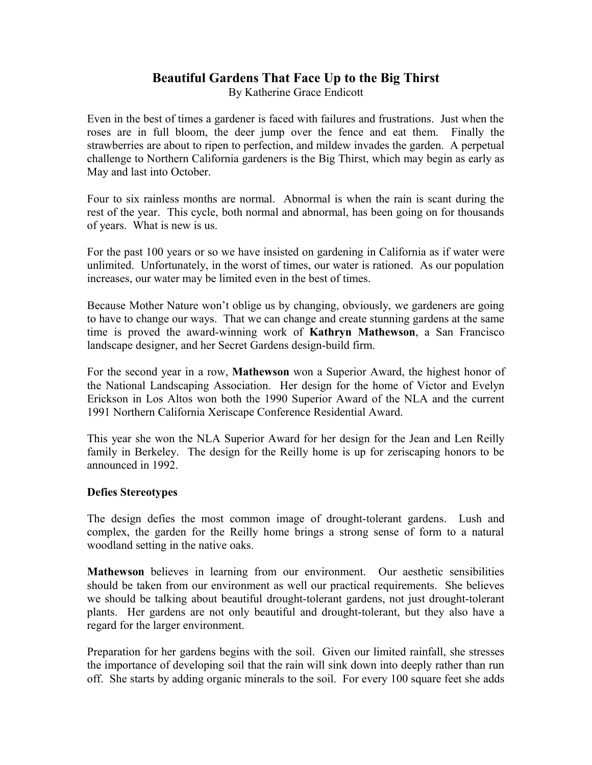# Beautiful Gardens That Face Up to the Big Thirst

By Katherine Grace Endicott

Even in the best of times a gardener is faced with failures and frustrations. Just when the roses are in full bloom, the deer jump over the fence and eat them. Finally the strawberries are about to ripen to perfection, and mildew invades the garden. A perpetual challenge to Northern California gardeners is the Big Thirst, which may begin as early as May and last into October.

Four to six rainless months are normal. Abnormal is when the rain is scant during the rest of the year. This cycle, both normal and abnormal, has been going on for thousands of years. What is new is us.

For the past 100 years or so we have insisted on gardening in California as if water were unlimited. Unfortunately, in the worst of times, our water is rationed. As our population increases, our water may be limited even in the best of times.

Because Mother Nature won't oblige us by changing, obviously, we gardeners are going to have to change our ways. That we can change and create stunning gardens at the same time is proved the award-winning work of **Kathryn Mathewson**, a San Francisco landscape designer, and her Secret Gardens design-build firm.

For the second year in a row, **Mathewson** won a Superior Award, the highest honor of the National Landscaping Association. Her design for the home of Victor and Evelyn Erickson in Los Altos won both the 1990 Superior Award of the NLA and the current 1991 Northern California Xeriscape Conference Residential Award.

This year she won the NLA Superior Award for her design for the Jean and Len Reilly family in Berkeley. The design for the Reilly home is up for zeriscaping honors to be announced in 1992.

**Defies Stereotypes**

The design defies the most common image of drought-tolerant gardens. Lush and complex, the garden for the Reilly home brings a strong sense of form to a natural woodland setting in the native oaks.

**Mathewson** believes in learning from our environment. Our aesthetic sensibilities should be taken from our environment as well our practical requirements. She believes we should be talking about beautiful drought-tolerant gardens, not just drought-tolerant plants. Her gardens are not only beautiful and drought-tolerant, but they also have a regard for the larger environment.

Preparation for her gardens begins with the soil. Given our limited rainfall, she stresses the importance of developing soil that the rain will sink down into deeply rather than run off. She starts by adding organic minerals to the soil. For every 100 square feet she adds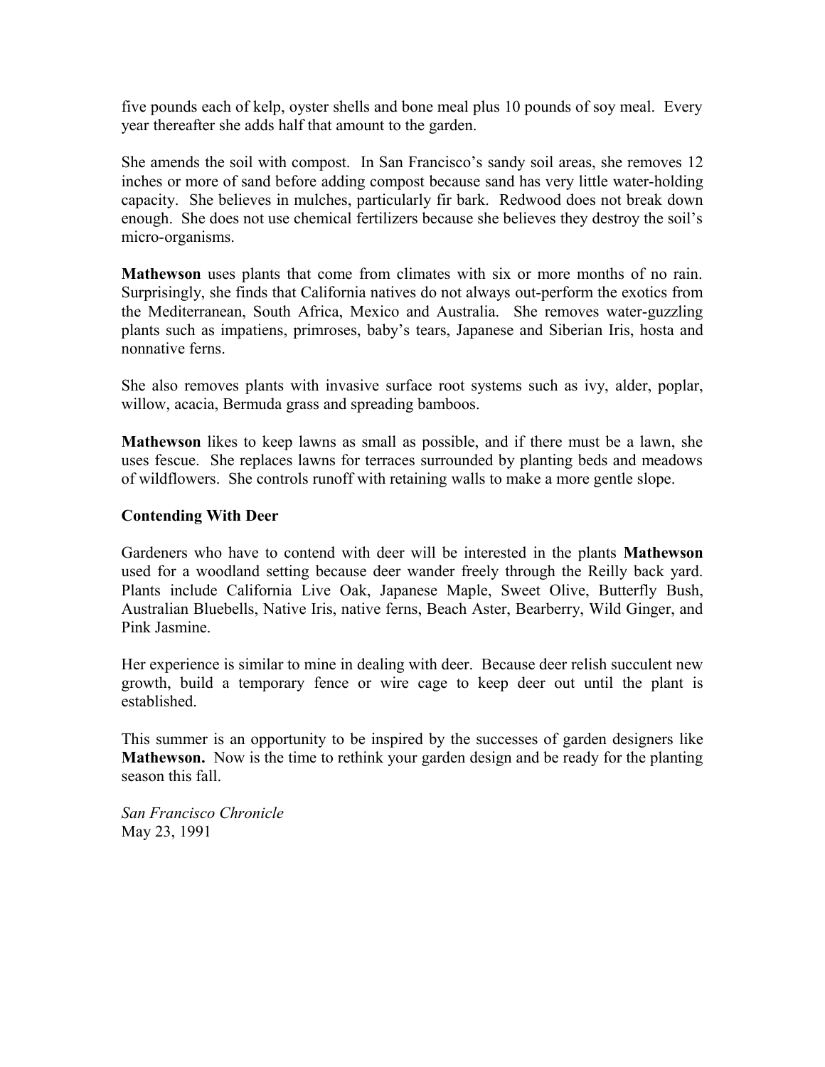five pounds each of kelp, oyster shells and bone meal plus 10 pounds of soy meal. Every year thereafter she adds half that amount to the garden.

She amends the soil with compost. In San Francisco's sandy soil areas, she removes 12 inches or more of sand before adding compost because sand has very little water-holding capacity. She believes in mulches, particularly fir bark. Redwood does not break down enough. She does not use chemical fertilizers because she believes they destroy the soil's micro-organisms.

**Mathewson** uses plants that come from climates with six or more months of no rain. Surprisingly, she finds that California natives do not always out-perform the exotics from the Mediterranean, South Africa, Mexico and Australia. She removes water-guzzling plants such as impatiens, primroses, baby's tears, Japanese and Siberian Iris, hosta and nonnative ferns.

She also removes plants with invasive surface root systems such as ivy, alder, poplar, willow, acacia, Bermuda grass and spreading bamboos.

**Mathewson** likes to keep lawns as small as possible, and if there must be a lawn, she uses fescue. She replaces lawns for terraces surrounded by planting beds and meadows of wildflowers. She controls runoff with retaining walls to make a more gentle slope.

### Contending With Deer

Gardeners who have to contend with deer will be interested in the plants **Mathewson** used for a woodland setting because deer wander freely through the Reilly back yard. Plants include California Live Oak, Japanese Maple, Sweet Olive, Butterfly Bush, Australian Bluebells, Native Iris, native ferns, Beach Aster, Bearberry, Wild Ginger, and Pink Jasmine.

Her experience is similar to mine in dealing with deer. Because deer relish succulent new growth, build a temporary fence or wire cage to keep deer out until the plant is established.

This summer is an opportunity to be inspired by the successes of garden designers like **Mathewson.** Now is the time to rethink your garden design and be ready for the planting season this fall.

*San Francisco Chronicle*
May 23, 1991